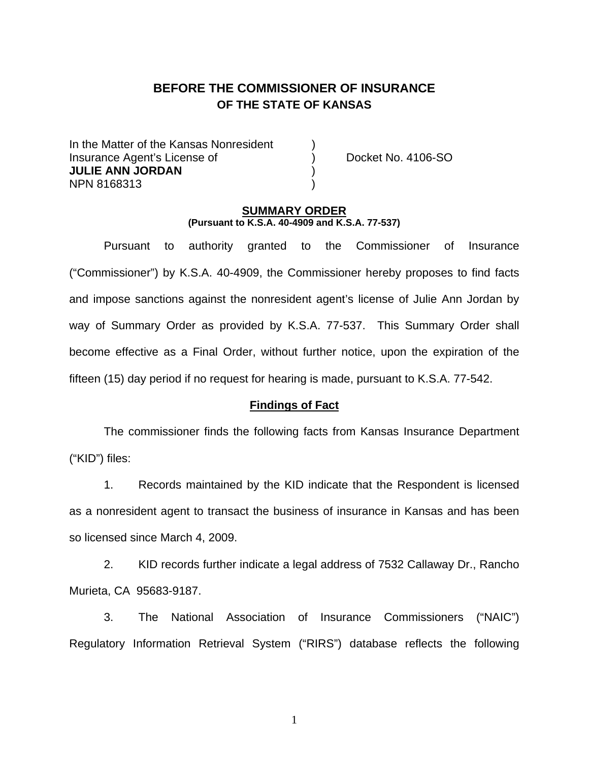# BEFORE THE COMMISSIONER OF INSURANCE
## OF THE STATE OF KANSAS

| | | |
|---|---|---|
| In the Matter of the Kansas Nonresident | ) | |
| Insurance Agent's License of | ) | Docket No. 4106-SO |
| **JULIE ANN JORDAN** | ) | |
| NPN 8168313 | ) | |

### SUMMARY ORDER
**(Pursuant to K.S.A. 40-4909 and K.S.A. 77-537)**

Pursuant to authority granted to the Commissioner of Insurance ("Commissioner") by K.S.A. 40-4909, the Commissioner hereby proposes to find facts and impose sanctions against the nonresident agent's license of Julie Ann Jordan by way of Summary Order as provided by K.S.A. 77-537. This Summary Order shall become effective as a Final Order, without further notice, upon the expiration of the fifteen (15) day period if no request for hearing is made, pursuant to K.S.A. 77-542.

### Findings of Fact

The commissioner finds the following facts from Kansas Insurance Department ("KID") files:

1. Records maintained by the KID indicate that the Respondent is licensed as a nonresident agent to transact the business of insurance in Kansas and has been so licensed since March 4, 2009.

2. KID records further indicate a legal address of 7532 Callaway Dr., Rancho Murieta, CA 95683-9187.

3. The National Association of Insurance Commissioners ("NAIC") Regulatory Information Retrieval System ("RIRS") database reflects the following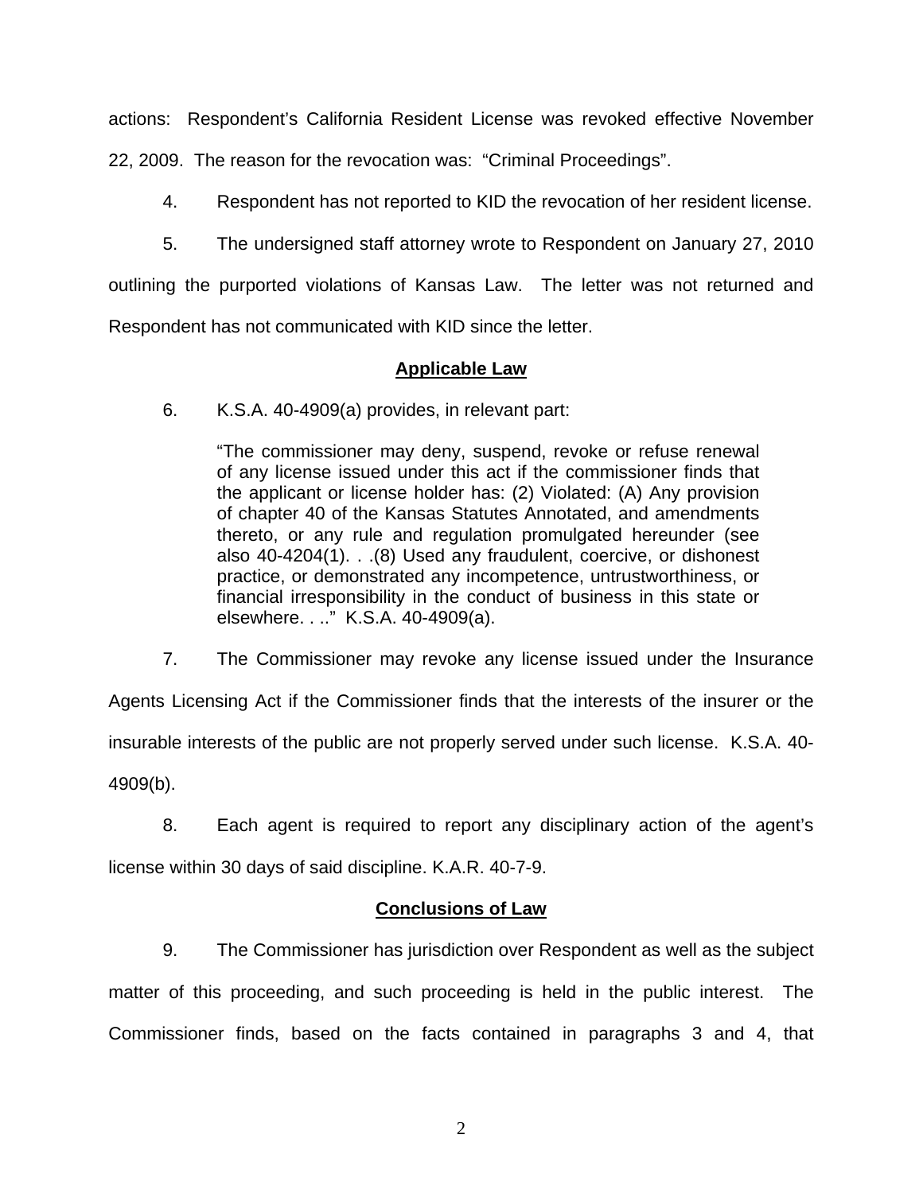actions: Respondent's California Resident License was revoked effective November 22, 2009. The reason for the revocation was: "Criminal Proceedings".

4. Respondent has not reported to KID the revocation of her resident license.

5. The undersigned staff attorney wrote to Respondent on January 27, 2010 outlining the purported violations of Kansas Law. The letter was not returned and Respondent has not communicated with KID since the letter.

## Applicable Law

6. K.S.A. 40-4909(a) provides, in relevant part:

> "The commissioner may deny, suspend, revoke or refuse renewal of any license issued under this act if the commissioner finds that the applicant or license holder has: (2) Violated: (A) Any provision of chapter 40 of the Kansas Statutes Annotated, and amendments thereto, or any rule and regulation promulgated hereunder (see also 40-4204(1). . .(8) Used any fraudulent, coercive, or dishonest practice, or demonstrated any incompetence, untrustworthiness, or financial irresponsibility in the conduct of business in this state or elsewhere. . .." K.S.A. 40-4909(a).

7. The Commissioner may revoke any license issued under the Insurance Agents Licensing Act if the Commissioner finds that the interests of the insurer or the insurable interests of the public are not properly served under such license. K.S.A. 40-4909(b).

8. Each agent is required to report any disciplinary action of the agent's license within 30 days of said discipline. K.A.R. 40-7-9.

## Conclusions of Law

9. The Commissioner has jurisdiction over Respondent as well as the subject matter of this proceeding, and such proceeding is held in the public interest. The Commissioner finds, based on the facts contained in paragraphs 3 and 4, that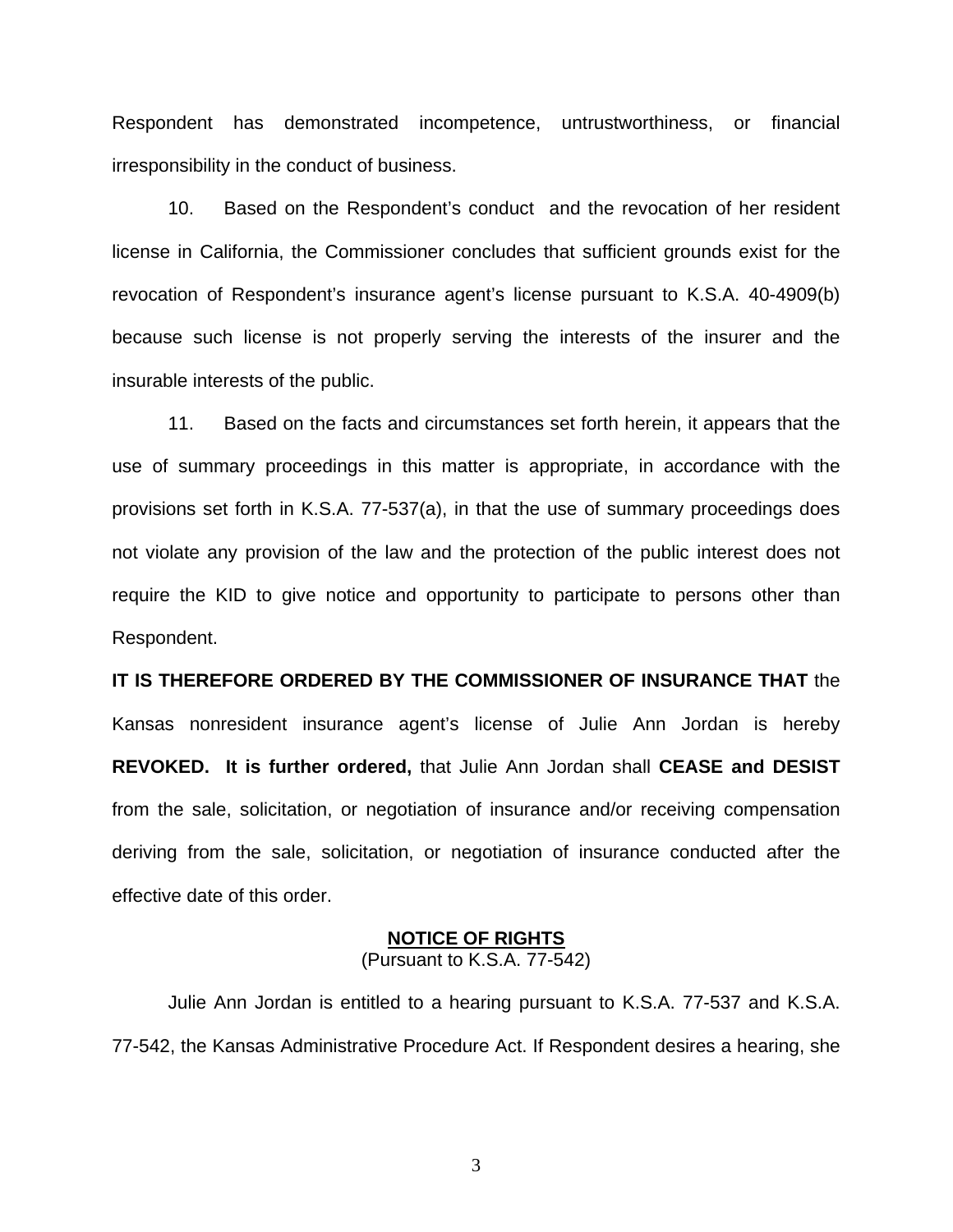Respondent has demonstrated incompetence, untrustworthiness, or financial irresponsibility in the conduct of business.

10. Based on the Respondent's conduct and the revocation of her resident license in California, the Commissioner concludes that sufficient grounds exist for the revocation of Respondent's insurance agent's license pursuant to K.S.A. 40-4909(b) because such license is not properly serving the interests of the insurer and the insurable interests of the public.

11. Based on the facts and circumstances set forth herein, it appears that the use of summary proceedings in this matter is appropriate, in accordance with the provisions set forth in K.S.A. 77-537(a), in that the use of summary proceedings does not violate any provision of the law and the protection of the public interest does not require the KID to give notice and opportunity to participate to persons other than Respondent.

**IT IS THEREFORE ORDERED BY THE COMMISSIONER OF INSURANCE THAT** the Kansas nonresident insurance agent's license of Julie Ann Jordan is hereby **REVOKED. It is further ordered,** that Julie Ann Jordan shall **CEASE and DESIST** from the sale, solicitation, or negotiation of insurance and/or receiving compensation deriving from the sale, solicitation, or negotiation of insurance conducted after the effective date of this order.

**NOTICE OF RIGHTS**
(Pursuant to K.S.A. 77-542)

Julie Ann Jordan is entitled to a hearing pursuant to K.S.A. 77-537 and K.S.A. 77-542, the Kansas Administrative Procedure Act. If Respondent desires a hearing, she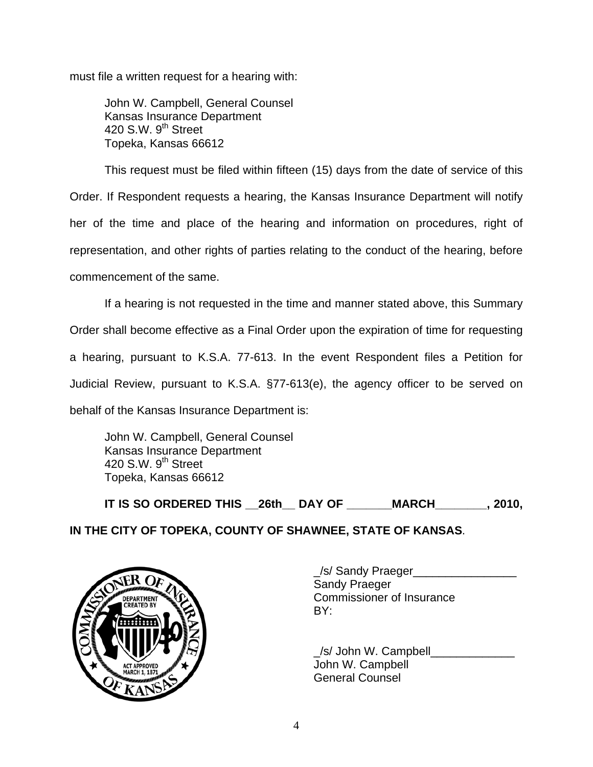must file a written request for a hearing with:

John W. Campbell, General Counsel
Kansas Insurance Department
420 S.W. 9th Street
Topeka, Kansas 66612

This request must be filed within fifteen (15) days from the date of service of this Order. If Respondent requests a hearing, the Kansas Insurance Department will notify her of the time and place of the hearing and information on procedures, right of representation, and other rights of parties relating to the conduct of the hearing, before commencement of the same.

If a hearing is not requested in the time and manner stated above, this Summary Order shall become effective as a Final Order upon the expiration of time for requesting a hearing, pursuant to K.S.A. 77-613. In the event Respondent files a Petition for Judicial Review, pursuant to K.S.A. §77-613(e), the agency officer to be served on behalf of the Kansas Insurance Department is:

John W. Campbell, General Counsel
Kansas Insurance Department
420 S.W. 9th Street
Topeka, Kansas 66612

**IT IS SO ORDERED THIS __26th__ DAY OF _______MARCH________, 2010, IN THE CITY OF TOPEKA, COUNTY OF SHAWNEE, STATE OF KANSAS**.

_/s/ Sandy Praeger________________
Sandy Praeger
Commissioner of Insurance
BY:

_/s/ John W. Campbell_____________
John W. Campbell
General Counsel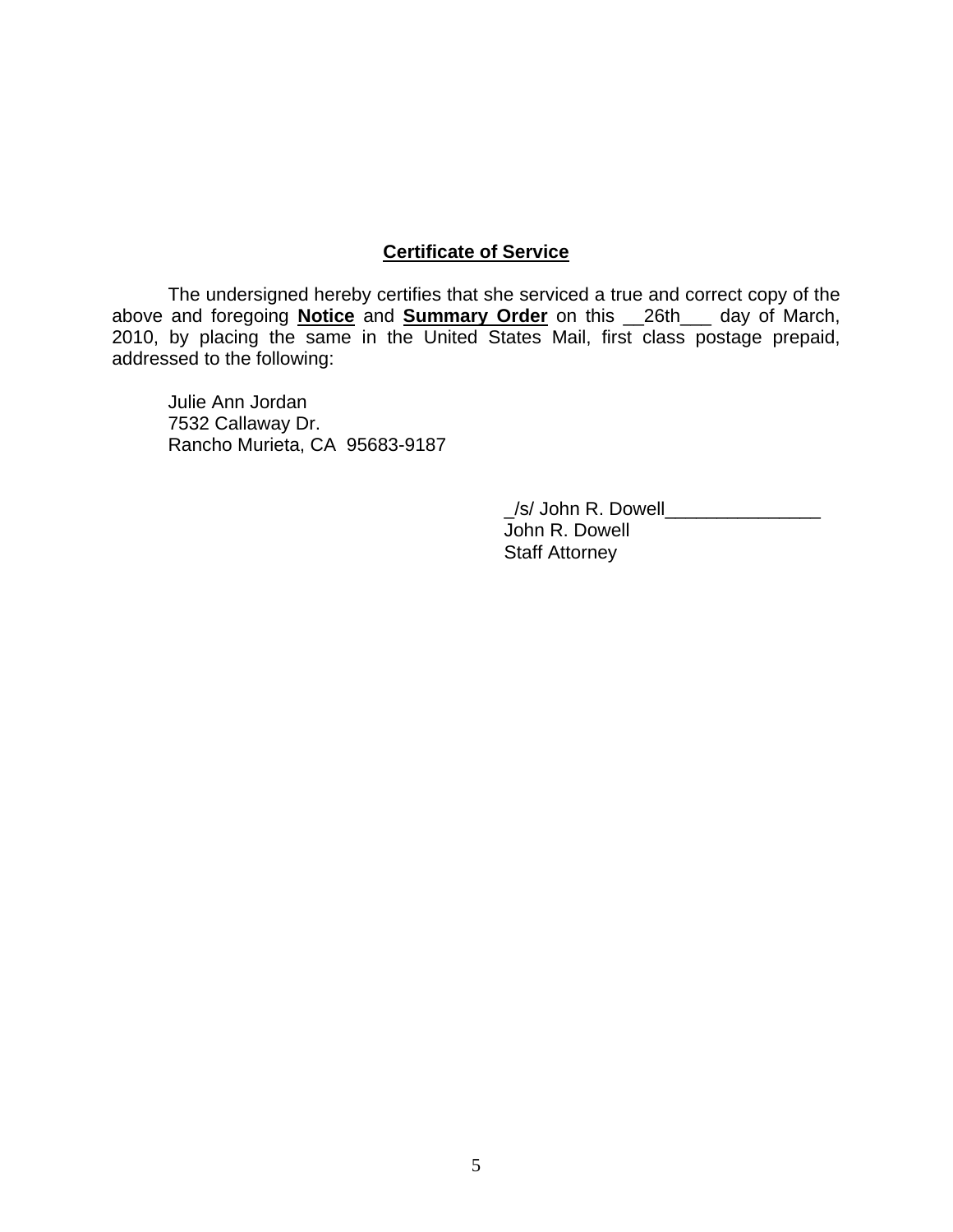**Certificate of Service**

The undersigned hereby certifies that she serviced a true and correct copy of the above and foregoing **Notice** and **Summary Order** on this __26th___ day of March, 2010, by placing the same in the United States Mail, first class postage prepaid, addressed to the following:

Julie Ann Jordan
7532 Callaway Dr.
Rancho Murieta, CA  95683-9187

_/s/ John R. Dowell_______________
John R. Dowell
Staff Attorney